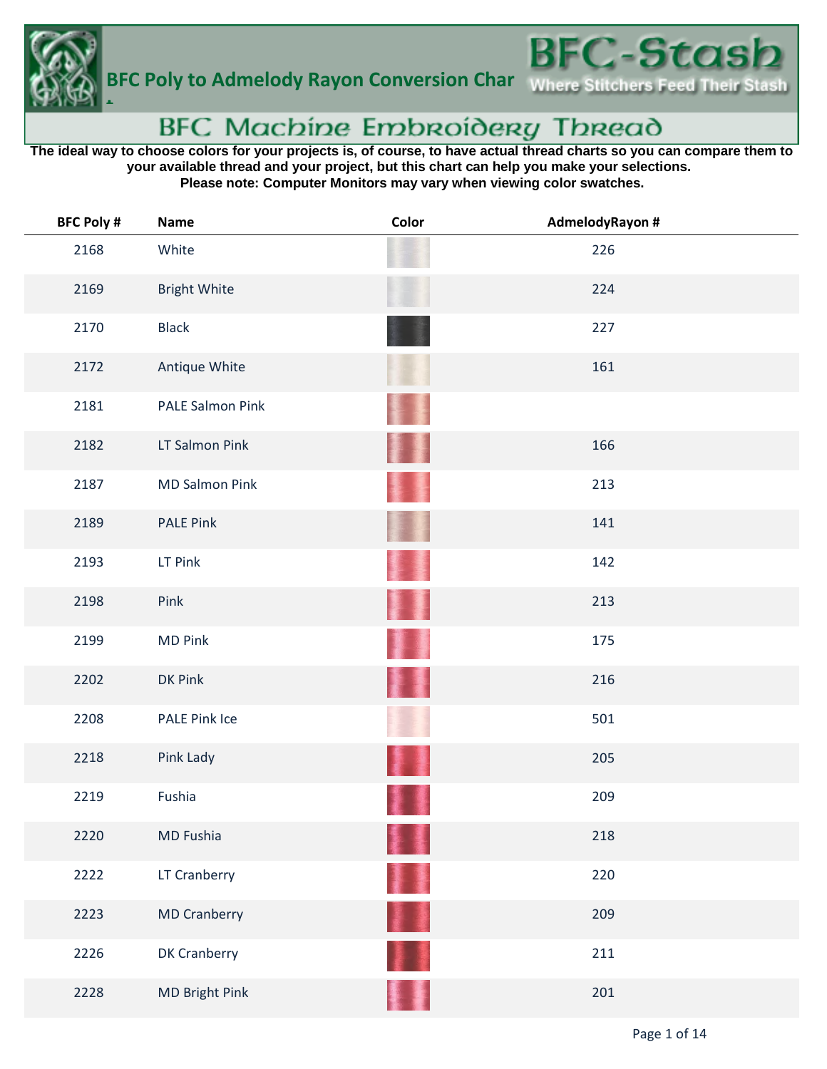# BFC Poly to Admelody Rayon Conversion Chart

BFC-Stash

Where Stitchers Feed Their Stash

## BFC Machine Embroidery Thread

**The ideal way to choose colors for your projects is, of course, to have actual thread charts so you can compare them to your available thread and your project, but this chart can help you make your selections.**
**Please note: Computer Monitors may vary when viewing color swatches.**

| BFC Poly # | Name | Color | AdmelodyRayon # |
|---|---|---|---|
| 2168 | White | | 226 |
| 2169 | Bright White | | 224 |
| 2170 | Black | | 227 |
| 2172 | Antique White | | 161 |
| 2181 | PALE Salmon Pink | | |
| 2182 | LT Salmon Pink | | 166 |
| 2187 | MD Salmon Pink | | 213 |
| 2189 | PALE Pink | | 141 |
| 2193 | LT Pink | | 142 |
| 2198 | Pink | | 213 |
| 2199 | MD Pink | | 175 |
| 2202 | DK Pink | | 216 |
| 2208 | PALE Pink Ice | | 501 |
| 2218 | Pink Lady | | 205 |
| 2219 | Fushia | | 209 |
| 2220 | MD Fushia | | 218 |
| 2222 | LT Cranberry | | 220 |
| 2223 | MD Cranberry | | 209 |
| 2226 | DK Cranberry | | 211 |
| 2228 | MD Bright Pink | | 201 |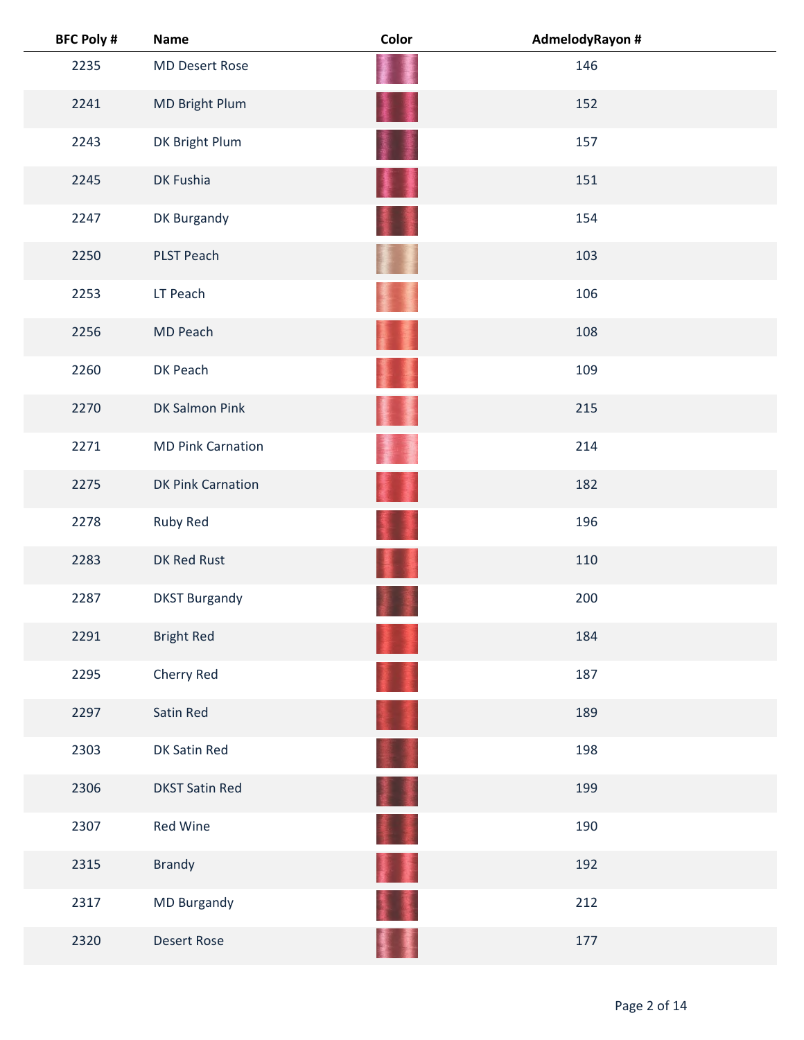| BFC Poly # | Name | Color | AdmelodyRayon # |
|---|---|---|---|
| 2235 | MD Desert Rose | | 146 |
| 2241 | MD Bright Plum | | 152 |
| 2243 | DK Bright Plum | | 157 |
| 2245 | DK Fushia | | 151 |
| 2247 | DK Burgandy | | 154 |
| 2250 | PLST Peach | | 103 |
| 2253 | LT Peach | | 106 |
| 2256 | MD Peach | | 108 |
| 2260 | DK Peach | | 109 |
| 2270 | DK Salmon Pink | | 215 |
| 2271 | MD Pink Carnation | | 214 |
| 2275 | DK Pink Carnation | | 182 |
| 2278 | Ruby Red | | 196 |
| 2283 | DK Red Rust | | 110 |
| 2287 | DKST Burgandy | | 200 |
| 2291 | Bright Red | | 184 |
| 2295 | Cherry Red | | 187 |
| 2297 | Satin Red | | 189 |
| 2303 | DK Satin Red | | 198 |
| 2306 | DKST Satin Red | | 199 |
| 2307 | Red Wine | | 190 |
| 2315 | Brandy | | 192 |
| 2317 | MD Burgandy | | 212 |
| 2320 | Desert Rose | | 177 |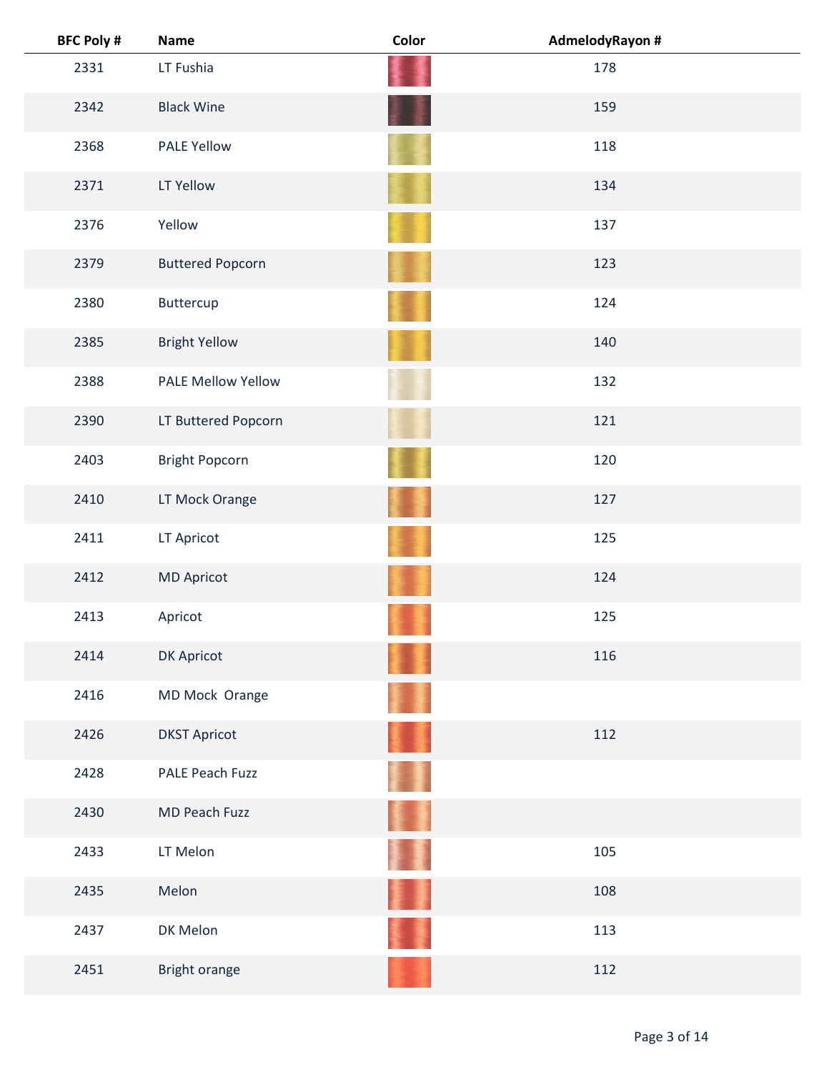| BFC Poly # | Name | Color | AdmelodyRayon # |
|---|---|---|---|
| 2331 | LT Fushia | | 178 |
| 2342 | Black Wine | | 159 |
| 2368 | PALE Yellow | | 118 |
| 2371 | LT Yellow | | 134 |
| 2376 | Yellow | | 137 |
| 2379 | Buttered Popcorn | | 123 |
| 2380 | Buttercup | | 124 |
| 2385 | Bright Yellow | | 140 |
| 2388 | PALE Mellow Yellow | | 132 |
| 2390 | LT Buttered Popcorn | | 121 |
| 2403 | Bright Popcorn | | 120 |
| 2410 | LT Mock Orange | | 127 |
| 2411 | LT Apricot | | 125 |
| 2412 | MD Apricot | | 124 |
| 2413 | Apricot | | 125 |
| 2414 | DK Apricot | | 116 |
| 2416 | MD Mock  Orange | | |
| 2426 | DKST Apricot | | 112 |
| 2428 | PALE Peach Fuzz | | |
| 2430 | MD Peach Fuzz | | |
| 2433 | LT Melon | | 105 |
| 2435 | Melon | | 108 |
| 2437 | DK Melon | | 113 |
| 2451 | Bright orange | | 112 |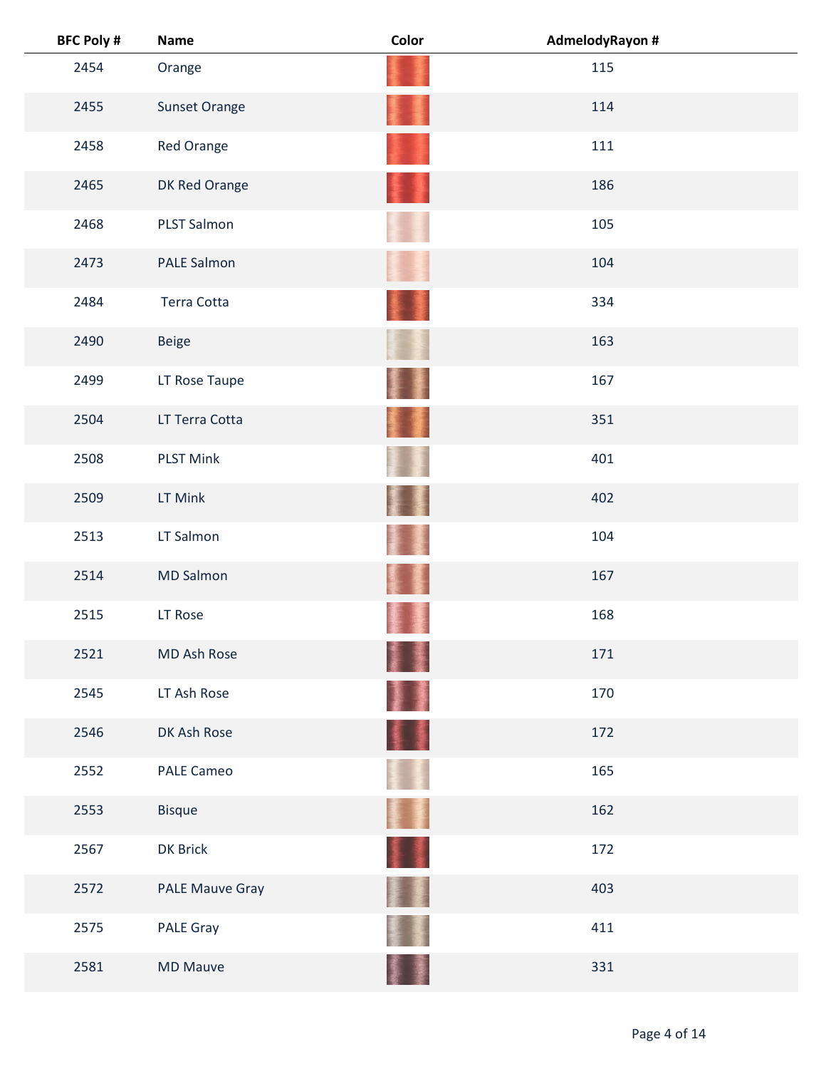| BFC Poly # | Name | Color | AdmelodyRayon # |
| --- | --- | --- | --- |
| 2454 | Orange | | 115 |
| 2455 | Sunset Orange | | 114 |
| 2458 | Red Orange | | 111 |
| 2465 | DK Red Orange | | 186 |
| 2468 | PLST Salmon | | 105 |
| 2473 | PALE Salmon | | 104 |
| 2484 | Terra Cotta | | 334 |
| 2490 | Beige | | 163 |
| 2499 | LT Rose Taupe | | 167 |
| 2504 | LT Terra Cotta | | 351 |
| 2508 | PLST Mink | | 401 |
| 2509 | LT Mink | | 402 |
| 2513 | LT Salmon | | 104 |
| 2514 | MD Salmon | | 167 |
| 2515 | LT Rose | | 168 |
| 2521 | MD Ash Rose | | 171 |
| 2545 | LT Ash Rose | | 170 |
| 2546 | DK Ash Rose | | 172 |
| 2552 | PALE Cameo | | 165 |
| 2553 | Bisque | | 162 |
| 2567 | DK Brick | | 172 |
| 2572 | PALE Mauve Gray | | 403 |
| 2575 | PALE Gray | | 411 |
| 2581 | MD Mauve | | 331 |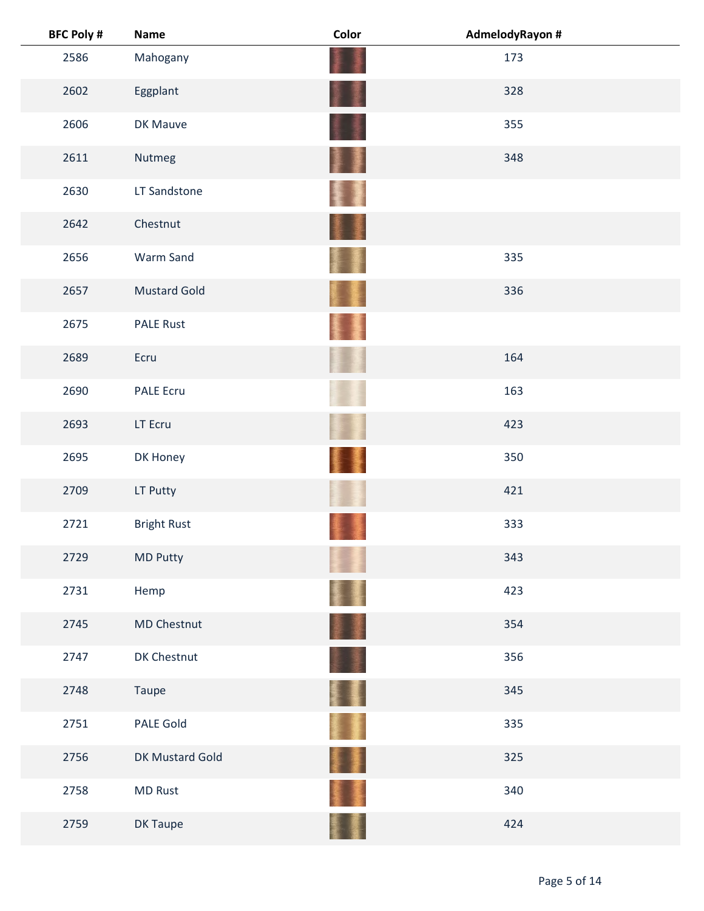| BFC Poly # | Name | Color | AdmelodyRayon # |
|---|---|---|---|
| 2586 | Mahogany | | 173 |
| 2602 | Eggplant | | 328 |
| 2606 | DK Mauve | | 355 |
| 2611 | Nutmeg | | 348 |
| 2630 | LT Sandstone | | |
| 2642 | Chestnut | | |
| 2656 | Warm Sand | | 335 |
| 2657 | Mustard Gold | | 336 |
| 2675 | PALE Rust | | |
| 2689 | Ecru | | 164 |
| 2690 | PALE Ecru | | 163 |
| 2693 | LT Ecru | | 423 |
| 2695 | DK Honey | | 350 |
| 2709 | LT Putty | | 421 |
| 2721 | Bright Rust | | 333 |
| 2729 | MD Putty | | 343 |
| 2731 | Hemp | | 423 |
| 2745 | MD Chestnut | | 354 |
| 2747 | DK Chestnut | | 356 |
| 2748 | Taupe | | 345 |
| 2751 | PALE Gold | | 335 |
| 2756 | DK Mustard Gold | | 325 |
| 2758 | MD Rust | | 340 |
| 2759 | DK Taupe | | 424 |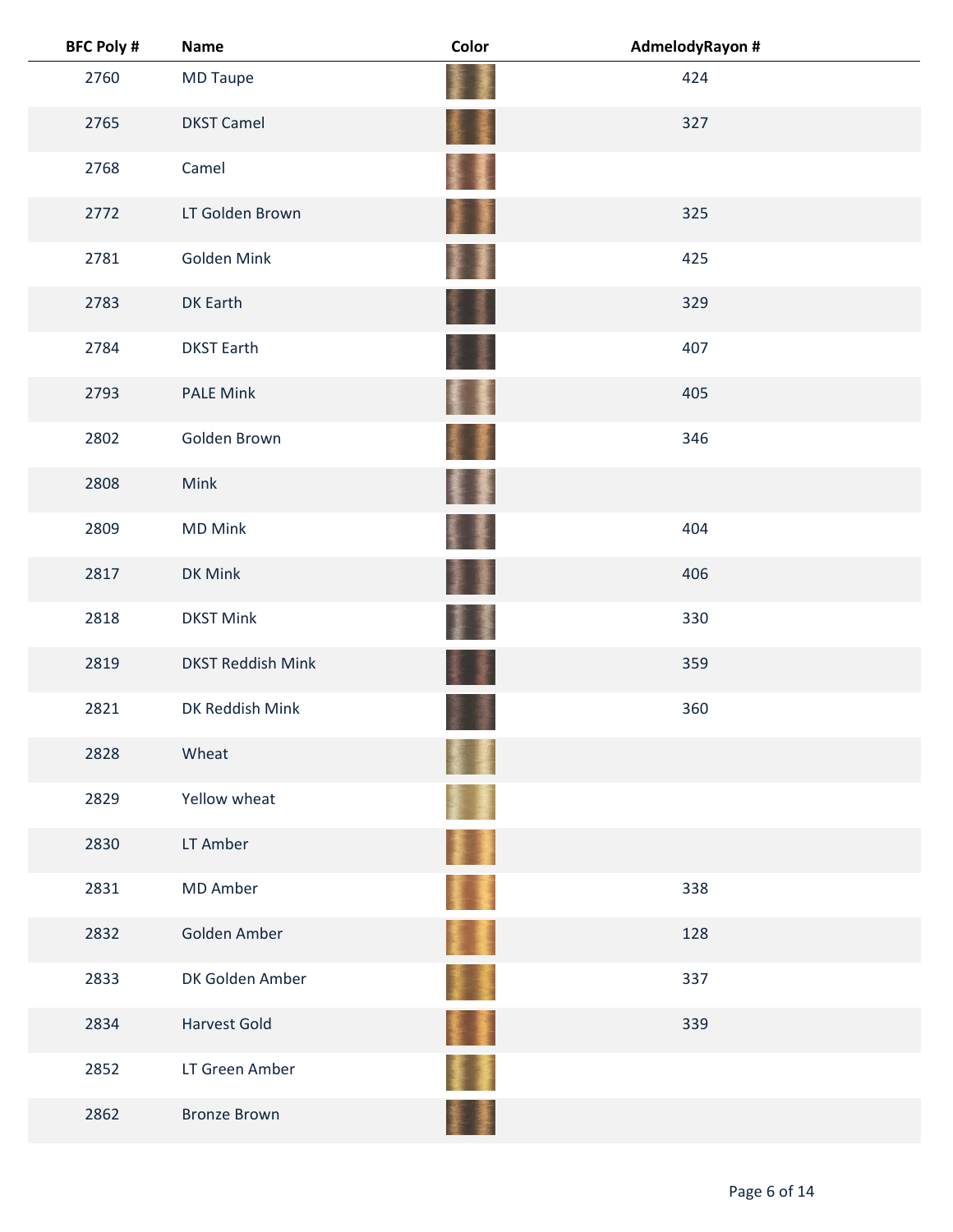| BFC Poly # | Name | Color | AdmelodyRayon # |
|---|---|---|---|
| 2760 | MD Taupe | | 424 |
| 2765 | DKST Camel | | 327 |
| 2768 | Camel | | |
| 2772 | LT Golden Brown | | 325 |
| 2781 | Golden Mink | | 425 |
| 2783 | DK Earth | | 329 |
| 2784 | DKST Earth | | 407 |
| 2793 | PALE Mink | | 405 |
| 2802 | Golden Brown | | 346 |
| 2808 | Mink | | |
| 2809 | MD Mink | | 404 |
| 2817 | DK Mink | | 406 |
| 2818 | DKST Mink | | 330 |
| 2819 | DKST Reddish Mink | | 359 |
| 2821 | DK Reddish Mink | | 360 |
| 2828 | Wheat | | |
| 2829 | Yellow wheat | | |
| 2830 | LT Amber | | |
| 2831 | MD Amber | | 338 |
| 2832 | Golden Amber | | 128 |
| 2833 | DK Golden Amber | | 337 |
| 2834 | Harvest Gold | | 339 |
| 2852 | LT Green Amber | | |
| 2862 | Bronze Brown | | |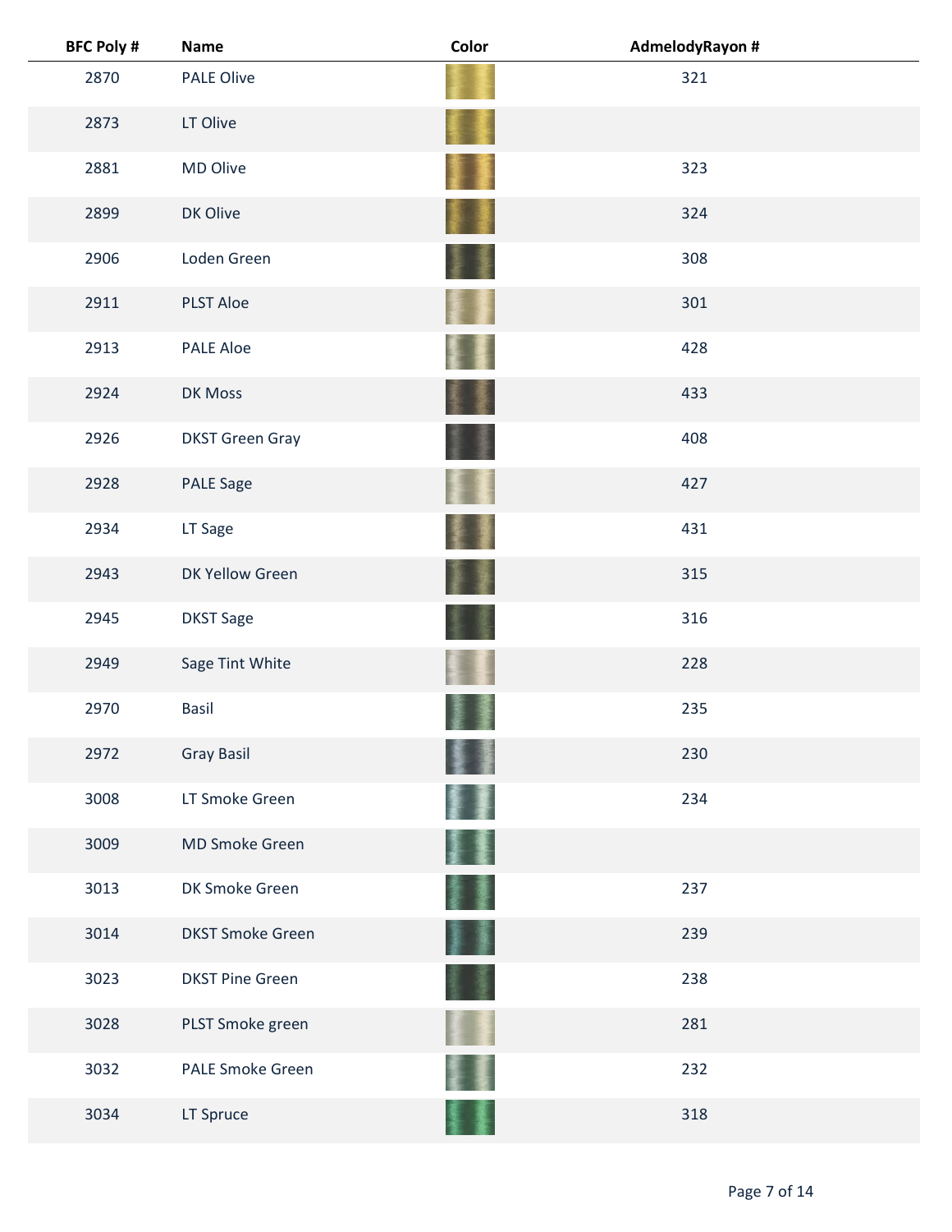| BFC Poly # | Name | Color | AdmelodyRayon # |
|---|---|---|---|
| 2870 | PALE Olive | | 321 |
| 2873 | LT Olive | | |
| 2881 | MD Olive | | 323 |
| 2899 | DK Olive | | 324 |
| 2906 | Loden Green | | 308 |
| 2911 | PLST Aloe | | 301 |
| 2913 | PALE Aloe | | 428 |
| 2924 | DK Moss | | 433 |
| 2926 | DKST Green Gray | | 408 |
| 2928 | PALE Sage | | 427 |
| 2934 | LT Sage | | 431 |
| 2943 | DK Yellow Green | | 315 |
| 2945 | DKST Sage | | 316 |
| 2949 | Sage Tint White | | 228 |
| 2970 | Basil | | 235 |
| 2972 | Gray Basil | | 230 |
| 3008 | LT Smoke Green | | 234 |
| 3009 | MD Smoke Green | | |
| 3013 | DK Smoke Green | | 237 |
| 3014 | DKST Smoke Green | | 239 |
| 3023 | DKST Pine Green | | 238 |
| 3028 | PLST Smoke green | | 281 |
| 3032 | PALE Smoke Green | | 232 |
| 3034 | LT Spruce | | 318 |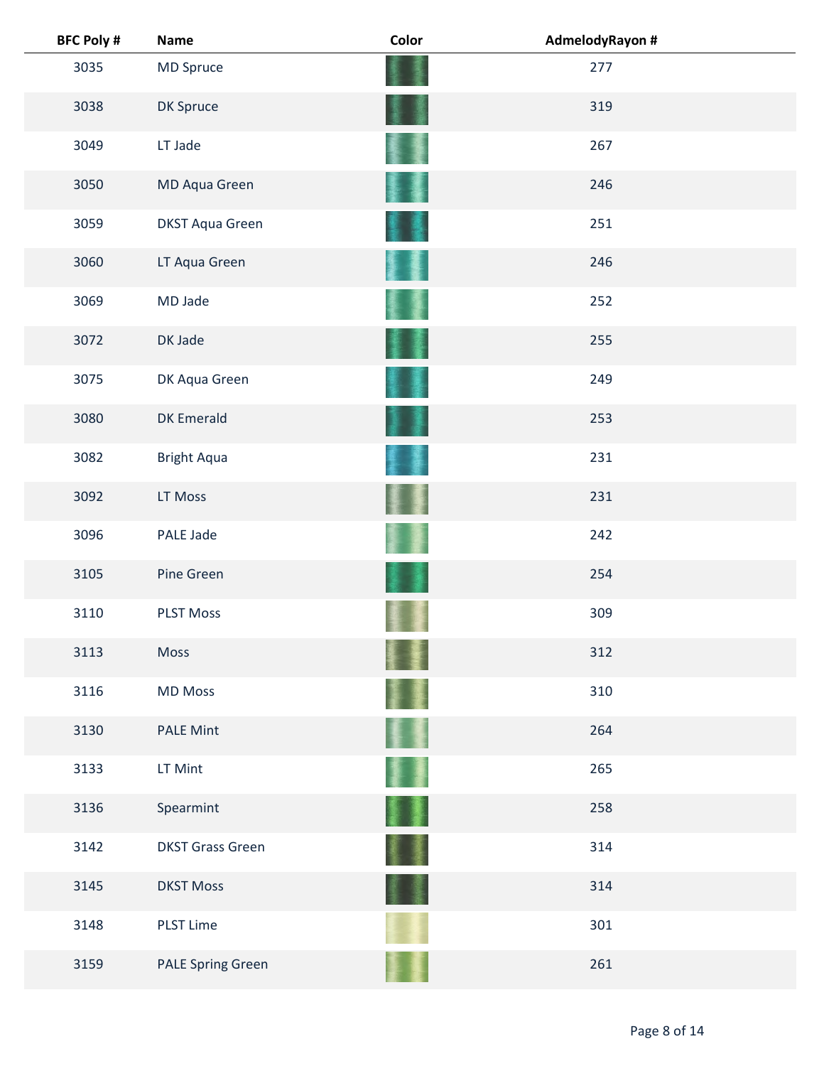| BFC Poly # | Name | Color | AdmelodyRayon # |
| --- | --- | --- | --- |
| 3035 | MD Spruce | | 277 |
| 3038 | DK Spruce | | 319 |
| 3049 | LT Jade | | 267 |
| 3050 | MD Aqua Green | | 246 |
| 3059 | DKST Aqua Green | | 251 |
| 3060 | LT Aqua Green | | 246 |
| 3069 | MD Jade | | 252 |
| 3072 | DK Jade | | 255 |
| 3075 | DK Aqua Green | | 249 |
| 3080 | DK Emerald | | 253 |
| 3082 | Bright Aqua | | 231 |
| 3092 | LT Moss | | 231 |
| 3096 | PALE Jade | | 242 |
| 3105 | Pine Green | | 254 |
| 3110 | PLST Moss | | 309 |
| 3113 | Moss | | 312 |
| 3116 | MD Moss | | 310 |
| 3130 | PALE Mint | | 264 |
| 3133 | LT Mint | | 265 |
| 3136 | Spearmint | | 258 |
| 3142 | DKST Grass Green | | 314 |
| 3145 | DKST Moss | | 314 |
| 3148 | PLST Lime | | 301 |
| 3159 | PALE Spring Green | | 261 |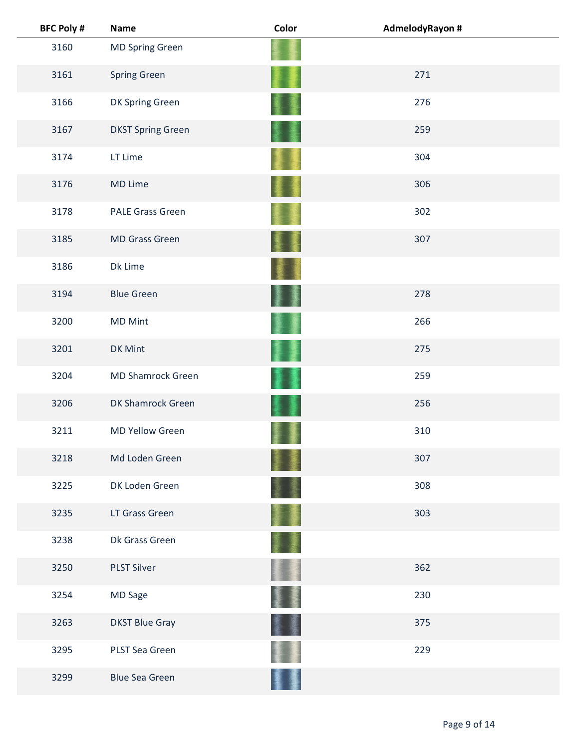| BFC Poly # | Name | Color | AdmelodyRayon # |
|---|---|---|---|
| 3160 | MD Spring Green | | |
| 3161 | Spring Green | | 271 |
| 3166 | DK Spring Green | | 276 |
| 3167 | DKST Spring Green | | 259 |
| 3174 | LT Lime | | 304 |
| 3176 | MD Lime | | 306 |
| 3178 | PALE Grass Green | | 302 |
| 3185 | MD Grass Green | | 307 |
| 3186 | Dk Lime | | |
| 3194 | Blue Green | | 278 |
| 3200 | MD Mint | | 266 |
| 3201 | DK Mint | | 275 |
| 3204 | MD Shamrock Green | | 259 |
| 3206 | DK Shamrock Green | | 256 |
| 3211 | MD Yellow Green | | 310 |
| 3218 | Md Loden Green | | 307 |
| 3225 | DK Loden Green | | 308 |
| 3235 | LT Grass Green | | 303 |
| 3238 | Dk Grass Green | | |
| 3250 | PLST Silver | | 362 |
| 3254 | MD Sage | | 230 |
| 3263 | DKST Blue Gray | | 375 |
| 3295 | PLST Sea Green | | 229 |
| 3299 | Blue Sea Green | | |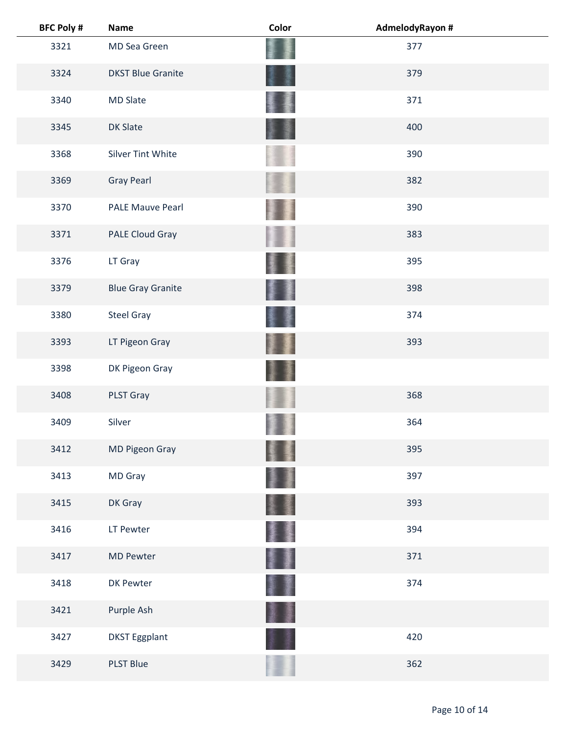| BFC Poly # | Name | Color | AdmelodyRayon # |
| --- | --- | --- | --- |
| 3321 | MD Sea Green | | 377 |
| 3324 | DKST Blue Granite | | 379 |
| 3340 | MD Slate | | 371 |
| 3345 | DK Slate | | 400 |
| 3368 | Silver Tint White | | 390 |
| 3369 | Gray Pearl | | 382 |
| 3370 | PALE Mauve Pearl | | 390 |
| 3371 | PALE Cloud Gray | | 383 |
| 3376 | LT Gray | | 395 |
| 3379 | Blue Gray Granite | | 398 |
| 3380 | Steel Gray | | 374 |
| 3393 | LT Pigeon Gray | | 393 |
| 3398 | DK Pigeon Gray | | |
| 3408 | PLST Gray | | 368 |
| 3409 | Silver | | 364 |
| 3412 | MD Pigeon Gray | | 395 |
| 3413 | MD Gray | | 397 |
| 3415 | DK Gray | | 393 |
| 3416 | LT Pewter | | 394 |
| 3417 | MD Pewter | | 371 |
| 3418 | DK Pewter | | 374 |
| 3421 | Purple Ash | | |
| 3427 | DKST Eggplant | | 420 |
| 3429 | PLST Blue | | 362 |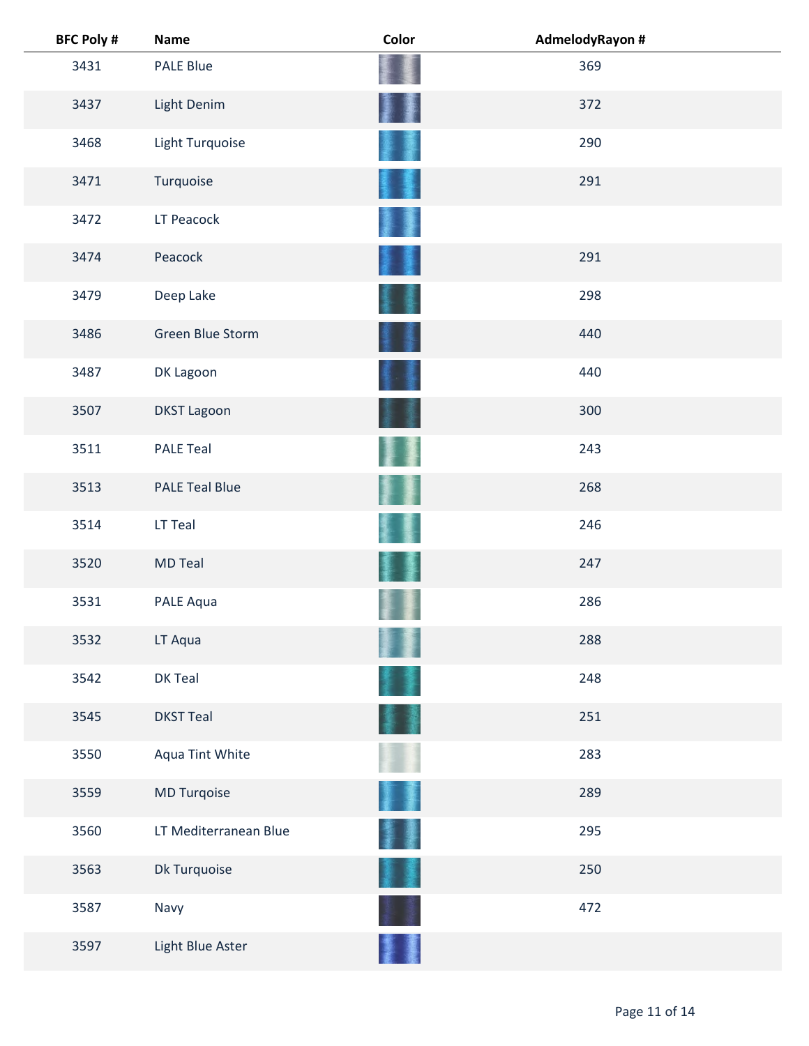| BFC Poly # | Name | Color | AdmelodyRayon # |
| --- | --- | --- | --- |
| 3431 | PALE Blue | | 369 |
| 3437 | Light Denim | | 372 |
| 3468 | Light Turquoise | | 290 |
| 3471 | Turquoise | | 291 |
| 3472 | LT Peacock | | |
| 3474 | Peacock | | 291 |
| 3479 | Deep Lake | | 298 |
| 3486 | Green Blue Storm | | 440 |
| 3487 | DK Lagoon | | 440 |
| 3507 | DKST Lagoon | | 300 |
| 3511 | PALE Teal | | 243 |
| 3513 | PALE Teal Blue | | 268 |
| 3514 | LT Teal | | 246 |
| 3520 | MD Teal | | 247 |
| 3531 | PALE Aqua | | 286 |
| 3532 | LT Aqua | | 288 |
| 3542 | DK Teal | | 248 |
| 3545 | DKST Teal | | 251 |
| 3550 | Aqua Tint White | | 283 |
| 3559 | MD Turqoise | | 289 |
| 3560 | LT Mediterranean Blue | | 295 |
| 3563 | Dk Turquoise | | 250 |
| 3587 | Navy | | 472 |
| 3597 | Light Blue Aster | | |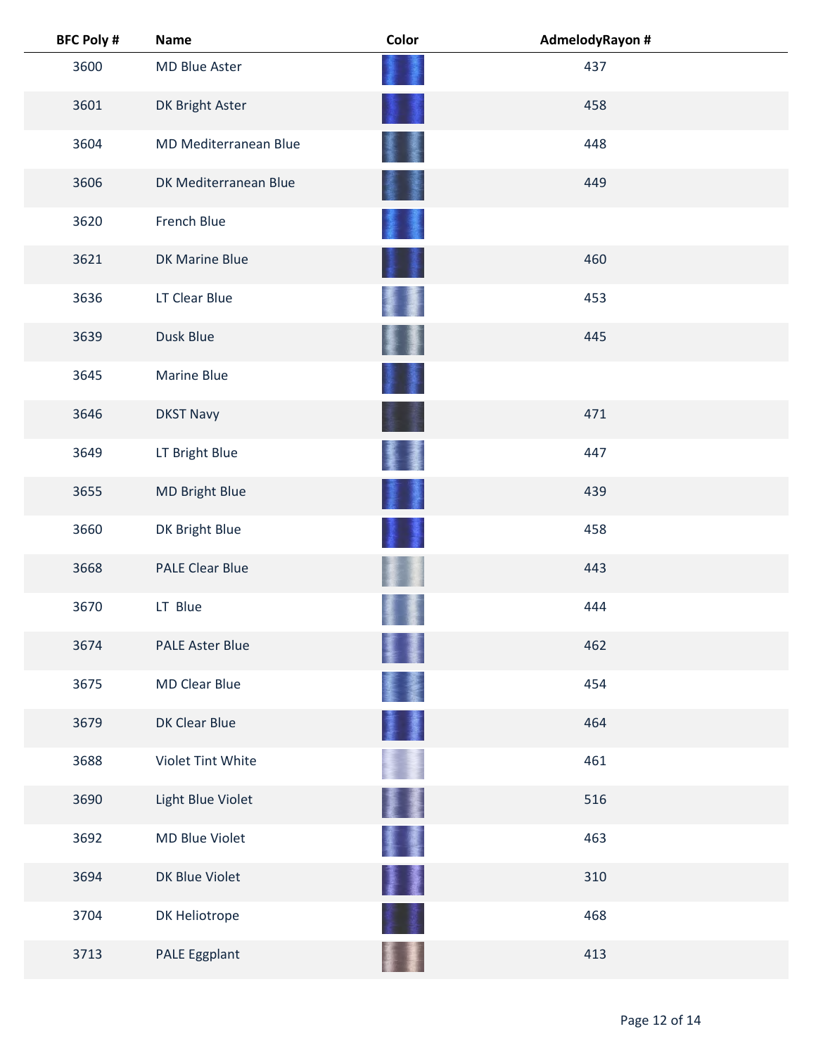| BFC Poly # | Name | Color | AdmelodyRayon # |
|---|---|---|---|
| 3600 | MD Blue Aster | | 437 |
| 3601 | DK Bright Aster | | 458 |
| 3604 | MD Mediterranean Blue | | 448 |
| 3606 | DK Mediterranean Blue | | 449 |
| 3620 | French Blue | | |
| 3621 | DK Marine Blue | | 460 |
| 3636 | LT Clear Blue | | 453 |
| 3639 | Dusk Blue | | 445 |
| 3645 | Marine Blue | | |
| 3646 | DKST Navy | | 471 |
| 3649 | LT Bright Blue | | 447 |
| 3655 | MD Bright Blue | | 439 |
| 3660 | DK Bright Blue | | 458 |
| 3668 | PALE Clear Blue | | 443 |
| 3670 | LT Blue | | 444 |
| 3674 | PALE Aster Blue | | 462 |
| 3675 | MD Clear Blue | | 454 |
| 3679 | DK Clear Blue | | 464 |
| 3688 | Violet Tint White | | 461 |
| 3690 | Light Blue Violet | | 516 |
| 3692 | MD Blue Violet | | 463 |
| 3694 | DK Blue Violet | | 310 |
| 3704 | DK Heliotrope | | 468 |
| 3713 | PALE Eggplant | | 413 |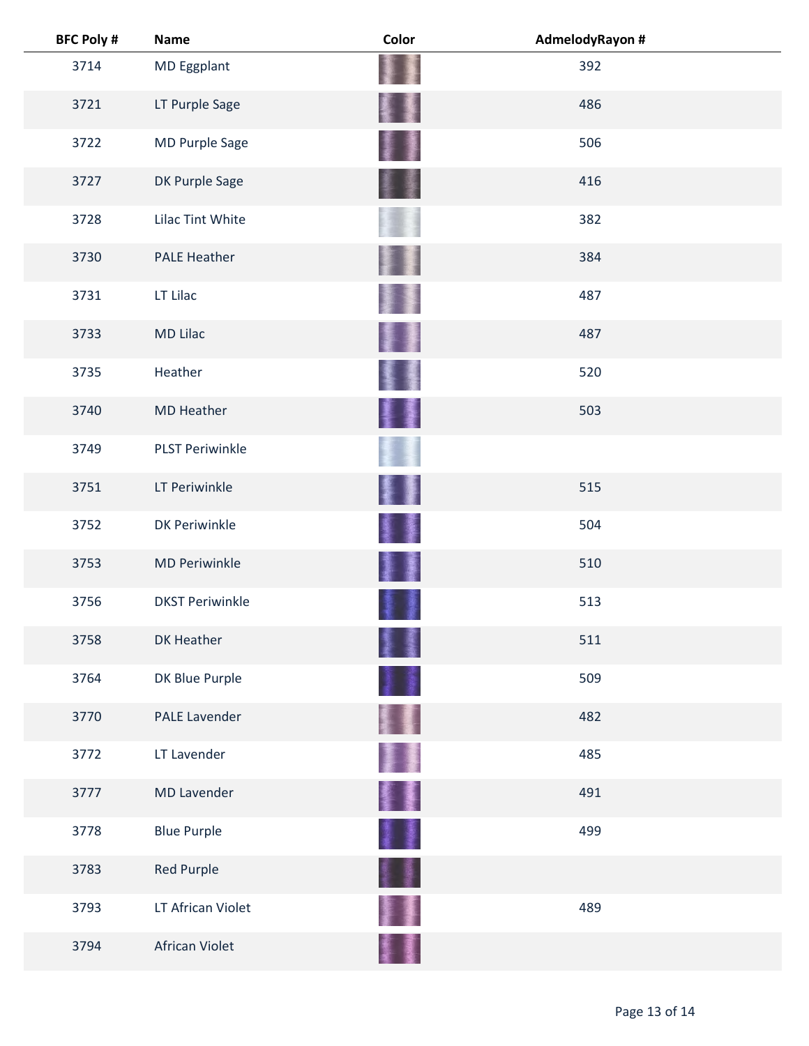| BFC Poly # | Name | Color | AdmelodyRayon # |
| --- | --- | --- | --- |
| 3714 | MD Eggplant | | 392 |
| 3721 | LT Purple Sage | | 486 |
| 3722 | MD Purple Sage | | 506 |
| 3727 | DK Purple Sage | | 416 |
| 3728 | Lilac Tint White | | 382 |
| 3730 | PALE Heather | | 384 |
| 3731 | LT Lilac | | 487 |
| 3733 | MD Lilac | | 487 |
| 3735 | Heather | | 520 |
| 3740 | MD Heather | | 503 |
| 3749 | PLST Periwinkle | | |
| 3751 | LT Periwinkle | | 515 |
| 3752 | DK Periwinkle | | 504 |
| 3753 | MD Periwinkle | | 510 |
| 3756 | DKST Periwinkle | | 513 |
| 3758 | DK Heather | | 511 |
| 3764 | DK Blue Purple | | 509 |
| 3770 | PALE Lavender | | 482 |
| 3772 | LT Lavender | | 485 |
| 3777 | MD Lavender | | 491 |
| 3778 | Blue Purple | | 499 |
| 3783 | Red Purple | | |
| 3793 | LT African Violet | | 489 |
| 3794 | African Violet | | |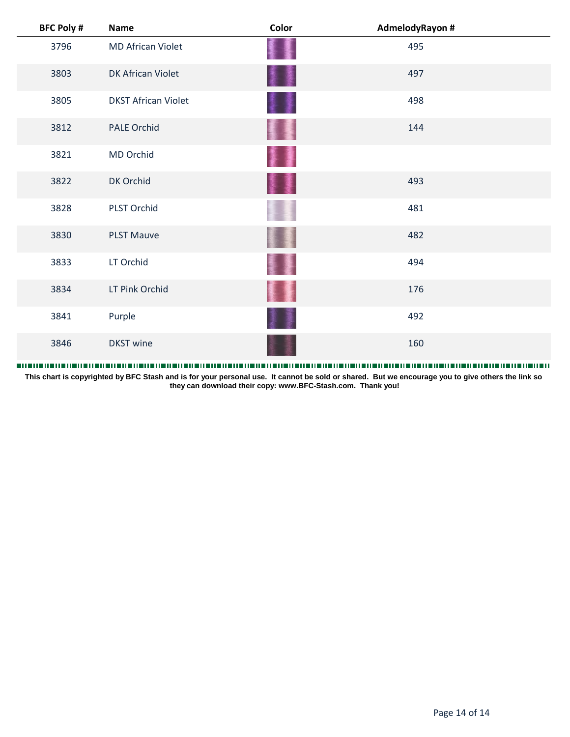| BFC Poly # | Name | Color | AdmelodyRayon # |
|---|---|---|---|
| 3796 | MD African Violet | | 495 |
| 3803 | DK African Violet | | 497 |
| 3805 | DKST African Violet | | 498 |
| 3812 | PALE Orchid | | 144 |
| 3821 | MD Orchid | | |
| 3822 | DK Orchid | | 493 |
| 3828 | PLST Orchid | | 481 |
| 3830 | PLST Mauve | | 482 |
| 3833 | LT Orchid | | 494 |
| 3834 | LT Pink Orchid | | 176 |
| 3841 | Purple | | 492 |
| 3846 | DKST wine | | 160 |

**This chart is copyrighted by BFC Stash and is for your personal use. It cannot be sold or shared. But we encourage you to give others the link so they can download their copy: www.BFC-Stash.com. Thank you!**